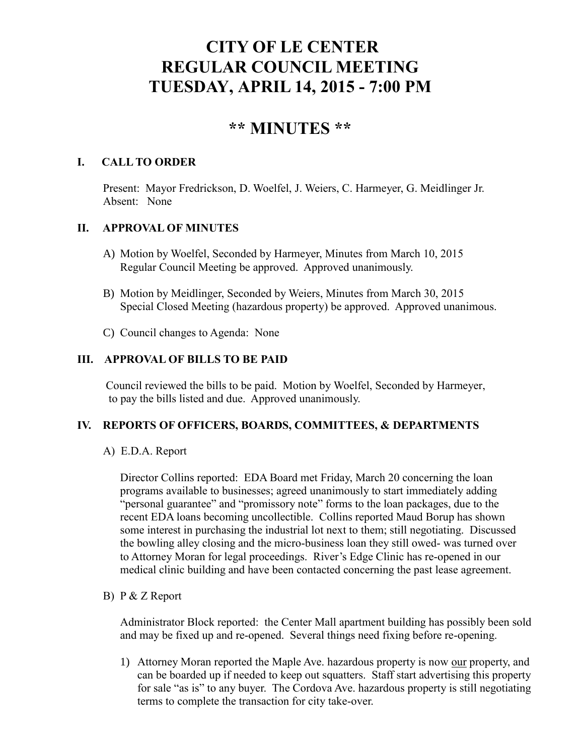# CITY OF LE CENTER
# REGULAR COUNCIL MEETING
# TUESDAY, APRIL 14, 2015 - 7:00 PM

## ** MINUTES **

### I. CALL TO ORDER

Present: Mayor Fredrickson, D. Woelfel, J. Weiers, C. Harmeyer, G. Meidlinger Jr.
Absent: None

### II. APPROVAL OF MINUTES

A) Motion by Woelfel, Seconded by Harmeyer, Minutes from March 10, 2015 Regular Council Meeting be approved. Approved unanimously.

B) Motion by Meidlinger, Seconded by Weiers, Minutes from March 30, 2015 Special Closed Meeting (hazardous property) be approved. Approved unanimous.

C) Council changes to Agenda: None

### III. APPROVAL OF BILLS TO BE PAID

Council reviewed the bills to be paid. Motion by Woelfel, Seconded by Harmeyer, to pay the bills listed and due. Approved unanimously.

### IV. REPORTS OF OFFICERS, BOARDS, COMMITTEES, & DEPARTMENTS

A) E.D.A. Report

Director Collins reported: EDA Board met Friday, March 20 concerning the loan programs available to businesses; agreed unanimously to start immediately adding "personal guarantee" and "promissory note" forms to the loan packages, due to the recent EDA loans becoming uncollectible. Collins reported Maud Borup has shown some interest in purchasing the industrial lot next to them; still negotiating. Discussed the bowling alley closing and the micro-business loan they still owed- was turned over to Attorney Moran for legal proceedings. River's Edge Clinic has re-opened in our medical clinic building and have been contacted concerning the past lease agreement.

B) P & Z Report

Administrator Block reported: the Center Mall apartment building has possibly been sold and may be fixed up and re-opened. Several things need fixing before re-opening.

1) Attorney Moran reported the Maple Ave. hazardous property is now our property, and can be boarded up if needed to keep out squatters. Staff start advertising this property for sale "as is" to any buyer. The Cordova Ave. hazardous property is still negotiating terms to complete the transaction for city take-over.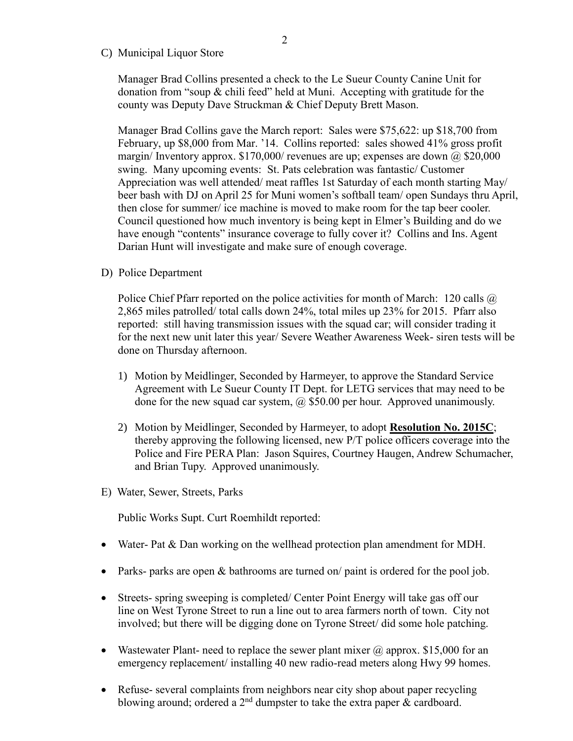C) Municipal Liquor Store

Manager Brad Collins presented a check to the Le Sueur County Canine Unit for donation from "soup & chili feed" held at Muni. Accepting with gratitude for the county was Deputy Dave Struckman & Chief Deputy Brett Mason.

Manager Brad Collins gave the March report: Sales were $75,622: up $18,700 from February, up $8,000 from Mar. '14. Collins reported: sales showed 41% gross profit margin/ Inventory approx. $170,000/ revenues are up; expenses are down @ $20,000 swing. Many upcoming events: St. Pats celebration was fantastic/ Customer Appreciation was well attended/ meat raffles 1st Saturday of each month starting May/ beer bash with DJ on April 25 for Muni women's softball team/ open Sundays thru April, then close for summer/ ice machine is moved to make room for the tap beer cooler. Council questioned how much inventory is being kept in Elmer's Building and do we have enough "contents" insurance coverage to fully cover it? Collins and Ins. Agent Darian Hunt will investigate and make sure of enough coverage.

D) Police Department

Police Chief Pfarr reported on the police activities for month of March: 120 calls @ 2,865 miles patrolled/ total calls down 24%, total miles up 23% for 2015. Pfarr also reported: still having transmission issues with the squad car; will consider trading it for the next new unit later this year/ Severe Weather Awareness Week- siren tests will be done on Thursday afternoon.

1) Motion by Meidlinger, Seconded by Harmeyer, to approve the Standard Service Agreement with Le Sueur County IT Dept. for LETG services that may need to be done for the new squad car system, @ $50.00 per hour. Approved unanimously.

2) Motion by Meidlinger, Seconded by Harmeyer, to adopt **Resolution No. 2015C**; thereby approving the following licensed, new P/T police officers coverage into the Police and Fire PERA Plan: Jason Squires, Courtney Haugen, Andrew Schumacher, and Brian Tupy. Approved unanimously.

E) Water, Sewer, Streets, Parks

Public Works Supt. Curt Roemhildt reported:

- Water- Pat & Dan working on the wellhead protection plan amendment for MDH.
- Parks- parks are open & bathrooms are turned on/ paint is ordered for the pool job.
- Streets- spring sweeping is completed/ Center Point Energy will take gas off our line on West Tyrone Street to run a line out to area farmers north of town. City not involved; but there will be digging done on Tyrone Street/ did some hole patching.
- Wastewater Plant- need to replace the sewer plant mixer @ approx. $15,000 for an emergency replacement/ installing 40 new radio-read meters along Hwy 99 homes.
- Refuse- several complaints from neighbors near city shop about paper recycling blowing around; ordered a 2nd dumpster to take the extra paper & cardboard.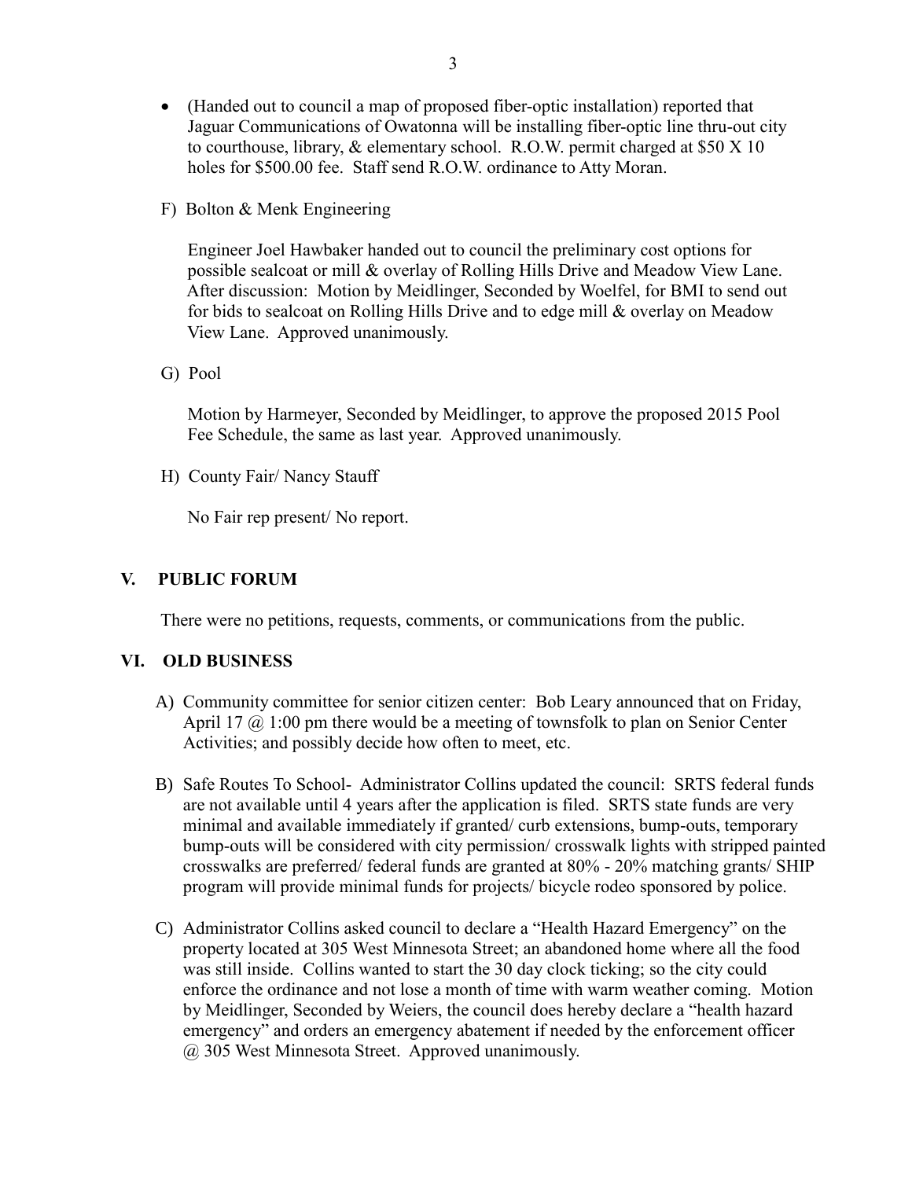- (Handed out to council a map of proposed fiber-optic installation) reported that Jaguar Communications of Owatonna will be installing fiber-optic line thru-out city to courthouse, library, & elementary school. R.O.W. permit charged at $50 X 10 holes for $500.00 fee. Staff send R.O.W. ordinance to Atty Moran.

F) Bolton & Menk Engineering

Engineer Joel Hawbaker handed out to council the preliminary cost options for possible sealcoat or mill & overlay of Rolling Hills Drive and Meadow View Lane. After discussion: Motion by Meidlinger, Seconded by Woelfel, for BMI to send out for bids to sealcoat on Rolling Hills Drive and to edge mill & overlay on Meadow View Lane. Approved unanimously.

G) Pool

Motion by Harmeyer, Seconded by Meidlinger, to approve the proposed 2015 Pool Fee Schedule, the same as last year. Approved unanimously.

H) County Fair/ Nancy Stauff

No Fair rep present/ No report.

## V. PUBLIC FORUM

There were no petitions, requests, comments, or communications from the public.

## VI. OLD BUSINESS

A) Community committee for senior citizen center: Bob Leary announced that on Friday, April 17 @ 1:00 pm there would be a meeting of townsfolk to plan on Senior Center Activities; and possibly decide how often to meet, etc.

B) Safe Routes To School- Administrator Collins updated the council: SRTS federal funds are not available until 4 years after the application is filed. SRTS state funds are very minimal and available immediately if granted/ curb extensions, bump-outs, temporary bump-outs will be considered with city permission/ crosswalk lights with stripped painted crosswalks are preferred/ federal funds are granted at 80% - 20% matching grants/ SHIP program will provide minimal funds for projects/ bicycle rodeo sponsored by police.

C) Administrator Collins asked council to declare a "Health Hazard Emergency" on the property located at 305 West Minnesota Street; an abandoned home where all the food was still inside. Collins wanted to start the 30 day clock ticking; so the city could enforce the ordinance and not lose a month of time with warm weather coming. Motion by Meidlinger, Seconded by Weiers, the council does hereby declare a "health hazard emergency" and orders an emergency abatement if needed by the enforcement officer @ 305 West Minnesota Street. Approved unanimously.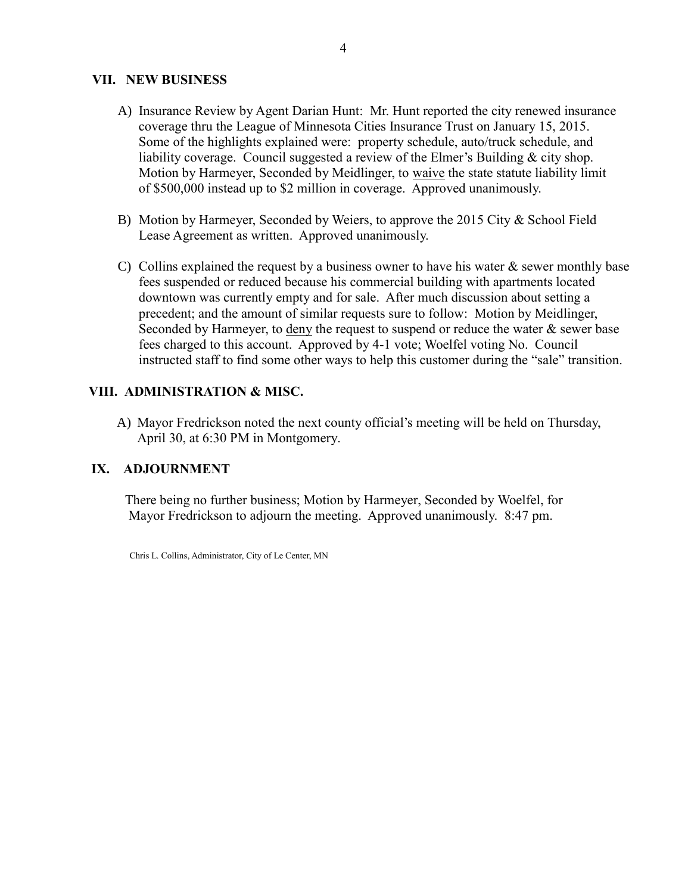## VII. NEW BUSINESS

A) Insurance Review by Agent Darian Hunt: Mr. Hunt reported the city renewed insurance coverage thru the League of Minnesota Cities Insurance Trust on January 15, 2015. Some of the highlights explained were: property schedule, auto/truck schedule, and liability coverage. Council suggested a review of the Elmer's Building & city shop. Motion by Harmeyer, Seconded by Meidlinger, to <u>waive</u> the state statute liability limit of $500,000 instead up to $2 million in coverage. Approved unanimously.

B) Motion by Harmeyer, Seconded by Weiers, to approve the 2015 City & School Field Lease Agreement as written. Approved unanimously.

C) Collins explained the request by a business owner to have his water & sewer monthly base fees suspended or reduced because his commercial building with apartments located downtown was currently empty and for sale. After much discussion about setting a precedent; and the amount of similar requests sure to follow: Motion by Meidlinger, Seconded by Harmeyer, to <u>deny</u> the request to suspend or reduce the water & sewer base fees charged to this account. Approved by 4-1 vote; Woelfel voting No. Council instructed staff to find some other ways to help this customer during the "sale" transition.

## VIII. ADMINISTRATION & MISC.

A) Mayor Fredrickson noted the next county official's meeting will be held on Thursday, April 30, at 6:30 PM in Montgomery.

## IX. ADJOURNMENT

There being no further business; Motion by Harmeyer, Seconded by Woelfel, for Mayor Fredrickson to adjourn the meeting. Approved unanimously. 8:47 pm.

Chris L. Collins, Administrator, City of Le Center, MN